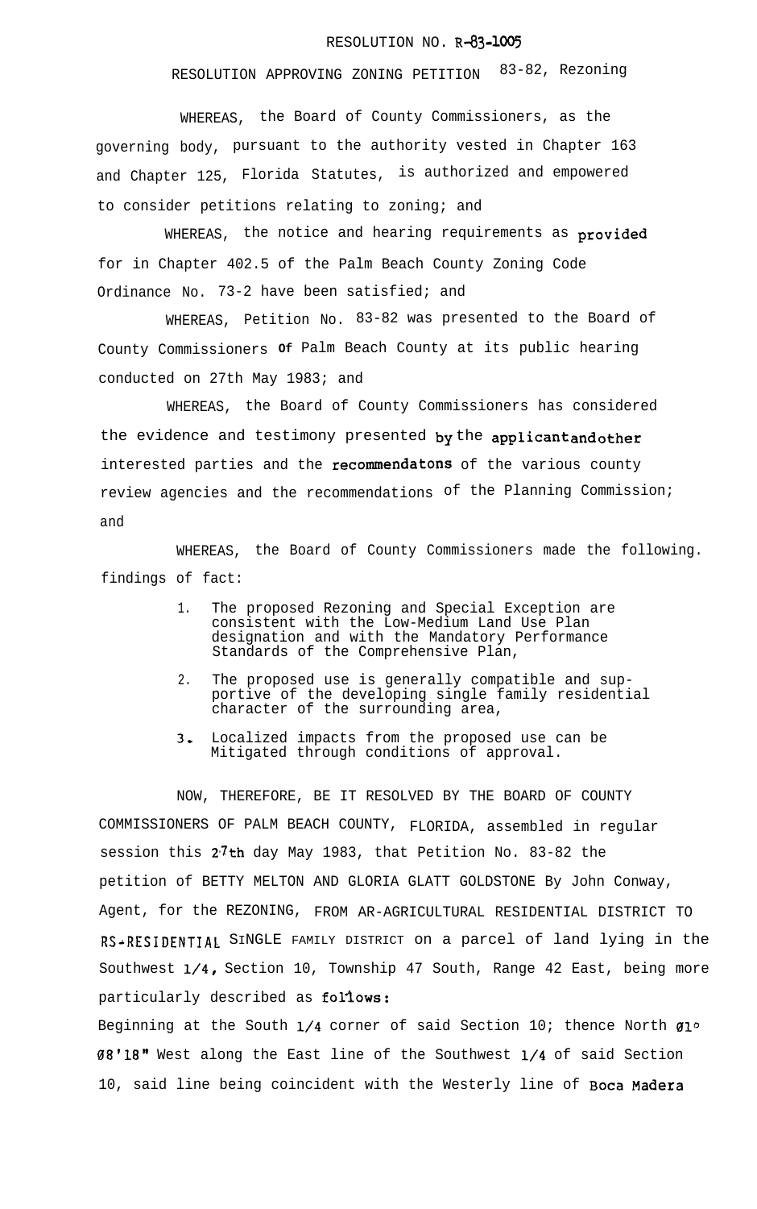RESOLUTION NO. R-83-1005

RESOLUTION APPROVING ZONING PETITION 83-82, Rezoning

WHEREAS, the Board of County Commissioners, as the governing body, pursuant to the authority vested in Chapter 163 and Chapter 125, Florida Statutes, is authorized and empowered to consider petitions relating to zoning; and

WHEREAS, the notice and hearing requirements as provided for in Chapter 402.5 of the Palm Beach County Zoning Code Ordinance No. 73-2 have been satisfied; and

WHEREAS, Petition No. 83-82 was presented to the Board of County Commissioners of Palm Beach County at its public hearing conducted on 27th May 1983; and

WHEREAS, the Board of County Commissioners has considered the evidence and testimony presented by the applicant and other interested parties and the recommendatons of the various county review agencies and the recommendations of the Planning Commission; and

WHEREAS, the Board of County Commissioners made the following. findings of fact:

1. The proposed Rezoning and Special Exception are consistent with the Low-Medium Land Use Plan designation and with the Mandatory Performance Standards of the Comprehensive Plan,
2. The proposed use is generally compatible and supportive of the developing single family residential character of the surrounding area,
3. Localized impacts from the proposed use can be Mitigated through conditions of approval.

NOW, THEREFORE, BE IT RESOLVED BY THE BOARD OF COUNTY COMMISSIONERS OF PALM BEACH COUNTY, FLORIDA, assembled in regular session this 27th day May 1983, that Petition No. 83-82 the petition of BETTY MELTON AND GLORIA GLATT GOLDSTONE By John Conway, Agent, for the REZONING, FROM AR-AGRICULTURAL RESIDENTIAL DISTRICT TO RS-RESIDENTIAL SINGLE FAMILY DISTRICT on a parcel of land lying in the Southwest 1/4, Section 10, Township 47 South, Range 42 East, being more particularly described as follows:

Beginning at the South 1/4 corner of said Section 10; thence North 01° 08'18" West along the East line of the Southwest 1/4 of said Section 10, said line being coincident with the Westerly line of Boca Madera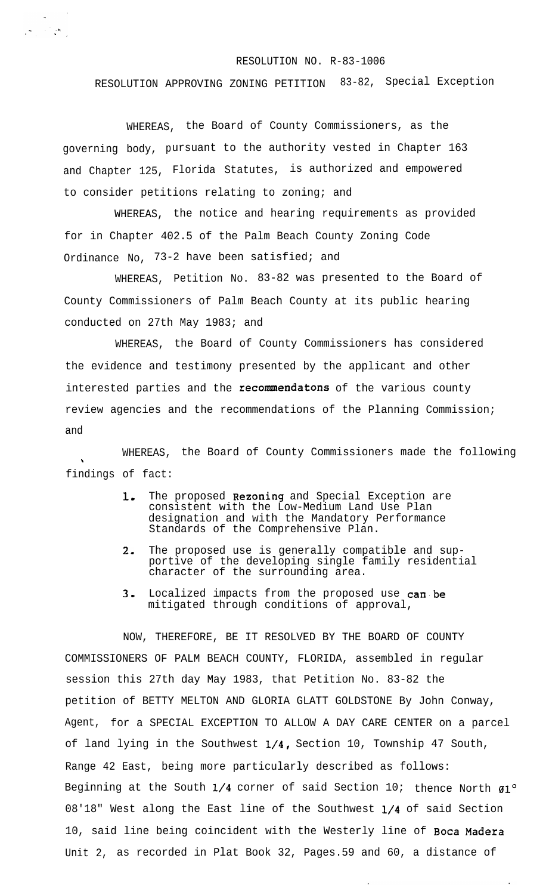RESOLUTION NO. R-83-1006

RESOLUTION APPROVING ZONING PETITION 83-82, Special Exception

WHEREAS, the Board of County Commissioners, as the governing body, pursuant to the authority vested in Chapter 163 and Chapter 125, Florida Statutes, is authorized and empowered to consider petitions relating to zoning; and

WHEREAS, the notice and hearing requirements as provided for in Chapter 402.5 of the Palm Beach County Zoning Code Ordinance No, 73-2 have been satisfied; and

WHEREAS, Petition No. 83-82 was presented to the Board of County Commissioners of Palm Beach County at its public hearing conducted on 27th May 1983; and

WHEREAS, the Board of County Commissioners has considered the evidence and testimony presented by the applicant and other interested parties and the recommendatons of the various county review agencies and the recommendations of the Planning Commission; and

WHEREAS, the Board of County Commissioners made the following findings of fact:

1. The proposed Rezoning and Special Exception are consistent with the Low-Medium Land Use Plan designation and with the Mandatory Performance Standards of the Comprehensive Plan.
2. The proposed use is generally compatible and supportive of the developing single family residential character of the surrounding area.
3. Localized impacts from the proposed use can be mitigated through conditions of approval,

NOW, THEREFORE, BE IT RESOLVED BY THE BOARD OF COUNTY COMMISSIONERS OF PALM BEACH COUNTY, FLORIDA, assembled in regular session this 27th day May 1983, that Petition No. 83-82 the petition of BETTY MELTON AND GLORIA GLATT GOLDSTONE By John Conway, Agent, for a SPECIAL EXCEPTION TO ALLOW A DAY CARE CENTER on a parcel of land lying in the Southwest 1/4, Section 10, Township 47 South, Range 42 East, being more particularly described as follows: Beginning at the South 1/4 corner of said Section 10; thence North 01° 08'18" West along the East line of the Southwest 1/4 of said Section 10, said line being coincident with the Westerly line of Boca Madera Unit 2, as recorded in Plat Book 32, Pages.59 and 60, a distance of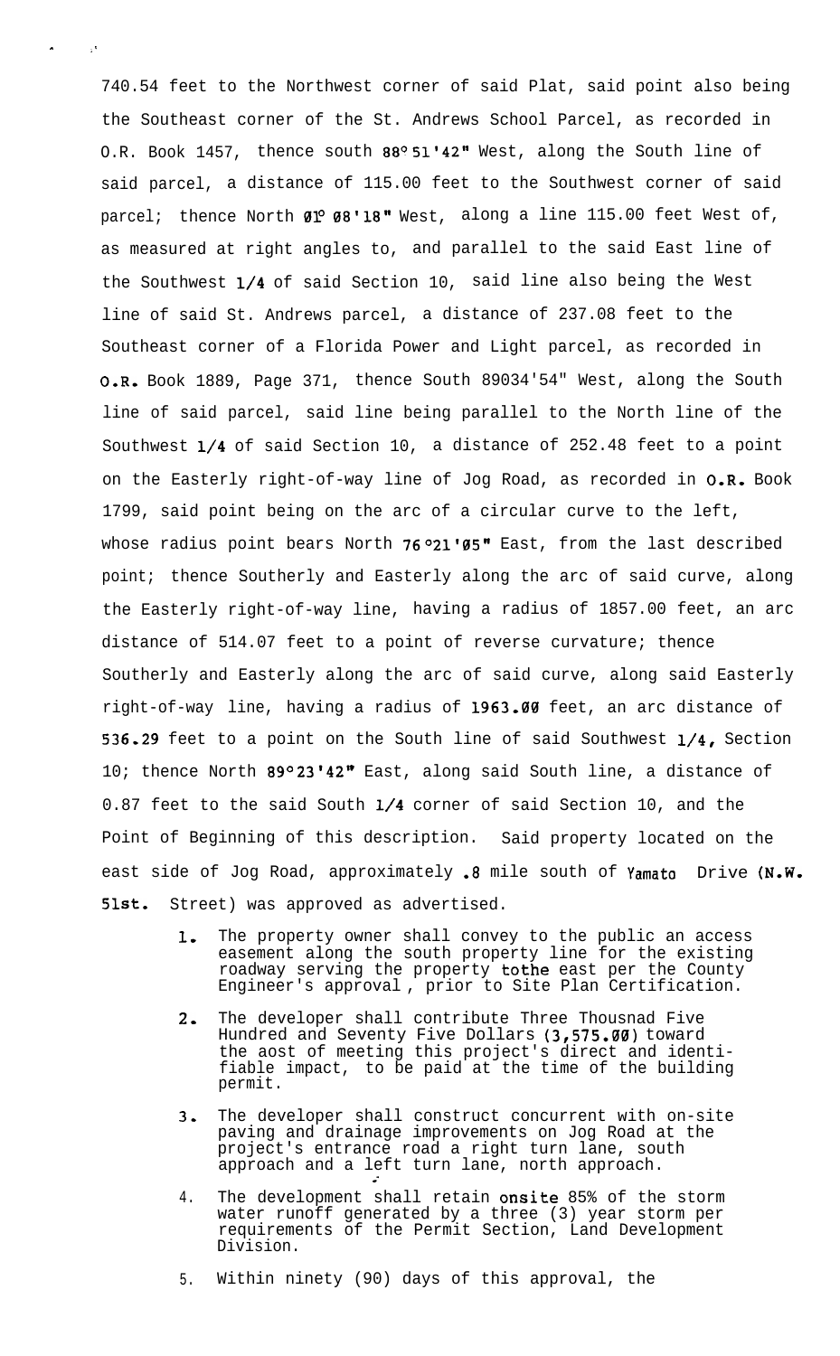740.54 feet to the Northwest corner of said Plat, said point also being the Southeast corner of the St. Andrews School Parcel, as recorded in O.R. Book 1457, thence south 88°51'42" West, along the South line of said parcel, a distance of 115.00 feet to the Southwest corner of said parcel; thence North 01° 08'18" West, along a line 115.00 feet West of, as measured at right angles to, and parallel to the said East line of the Southwest 1/4 of said Section 10, said line also being the West line of said St. Andrews parcel, a distance of 237.08 feet to the Southeast corner of a Florida Power and Light parcel, as recorded in O.R. Book 1889, Page 371, thence South 89034'54" West, along the South line of said parcel, said line being parallel to the North line of the Southwest 1/4 of said Section 10, a distance of 252.48 feet to a point on the Easterly right-of-way line of Jog Road, as recorded in O.R. Book 1799, said point being on the arc of a circular curve to the left, whose radius point bears North 76°21'05" East, from the last described point; thence Southerly and Easterly along the arc of said curve, along the Easterly right-of-way line, having a radius of 1857.00 feet, an arc distance of 514.07 feet to a point of reverse curvature; thence Southerly and Easterly along the arc of said curve, along said Easterly right-of-way line, having a radius of 1963.00 feet, an arc distance of 536.29 feet to a point on the South line of said Southwest 1/4, Section 10; thence North 89°23'42" East, along said South line, a distance of 0.87 feet to the said South 1/4 corner of said Section 10, and the Point of Beginning of this description. Said property located on the east side of Jog Road, approximately .8 mile south of Yamato Drive (N.W. 51st. Street) was approved as advertised.

1. The property owner shall convey to the public an access easement along the south property line for the existing roadway serving the property tothe east per the County Engineer's approval , prior to Site Plan Certification.

2. The developer shall contribute Three Thousnad Five Hundred and Seventy Five Dollars (3,575.00) toward the aost of meeting this project's direct and identifiable impact, to be paid at the time of the building permit.

3. The developer shall construct concurrent with on-site paving and drainage improvements on Jog Road at the project's entrance road a right turn lane, south approach and a left turn lane, north approach.

4. The development shall retain onsite 85% of the storm water runoff generated by a three (3) year storm per requirements of the Permit Section, Land Development Division.

5. Within ninety (90) days of this approval, the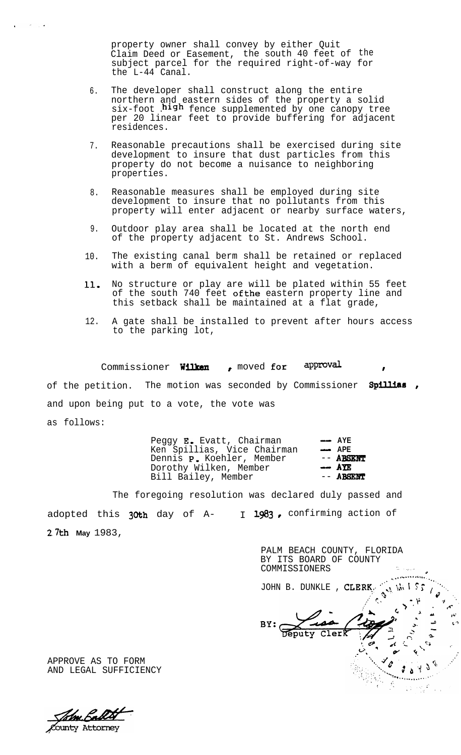property owner shall convey by either Quit Claim Deed or Easement, the south 40 feet of the subject parcel for the required right-of-way for the L-44 Canal.

6. The developer shall construct along the entire northern and eastern sides of the property a solid six-foot high fence supplemented by one canopy tree per 20 linear feet to provide buffering for adjacent residences.

7. Reasonable precautions shall be exercised during site development to insure that dust particles from this property do not become a nuisance to neighboring properties.

8. Reasonable measures shall be employed during site development to insure that no pollutants from this property will enter adjacent or nearby surface waters,

9. Outdoor play area shall be located at the north end of the property adjacent to St. Andrews School.

10. The existing canal berm shall be retained or replaced with a berm of equivalent height and vegetation.

11. No structure or play are will be plated within 55 feet of the south 740 feet ofthe eastern property line and this setback shall be maintained at a flat grade,

12. A gate shall be installed to prevent after hours access to the parking lot,

Commissioner **Wilken**, moved for approval, of the petition. The motion was seconded by Commissioner **Spillias**, and upon being put to a vote, the vote was as follows:

| | |
|---|---|
| Peggy E. Evatt, Chairman | -- AYE |
| Ken Spillias, Vice Chairman | -- APE |
| Dennis P. Koehler, Member | -- ABSENT |
| Dorothy Wilken, Member | -- AYE |
| Bill Bailey, Member | -- ABSENT |

The foregoing resolution was declared duly passed and adopted this 30th day of A- I 1983, confirming action of 27th May 1983,

PALM BEACH COUNTY, FLORIDA
BY ITS BOARD OF COUNTY COMMISSIONERS

JOHN B. DUNKLE, CLERK

BY: Deputy Clerk

APPROVE AS TO FORM
AND LEGAL SUFFICIENCY

County Attorney